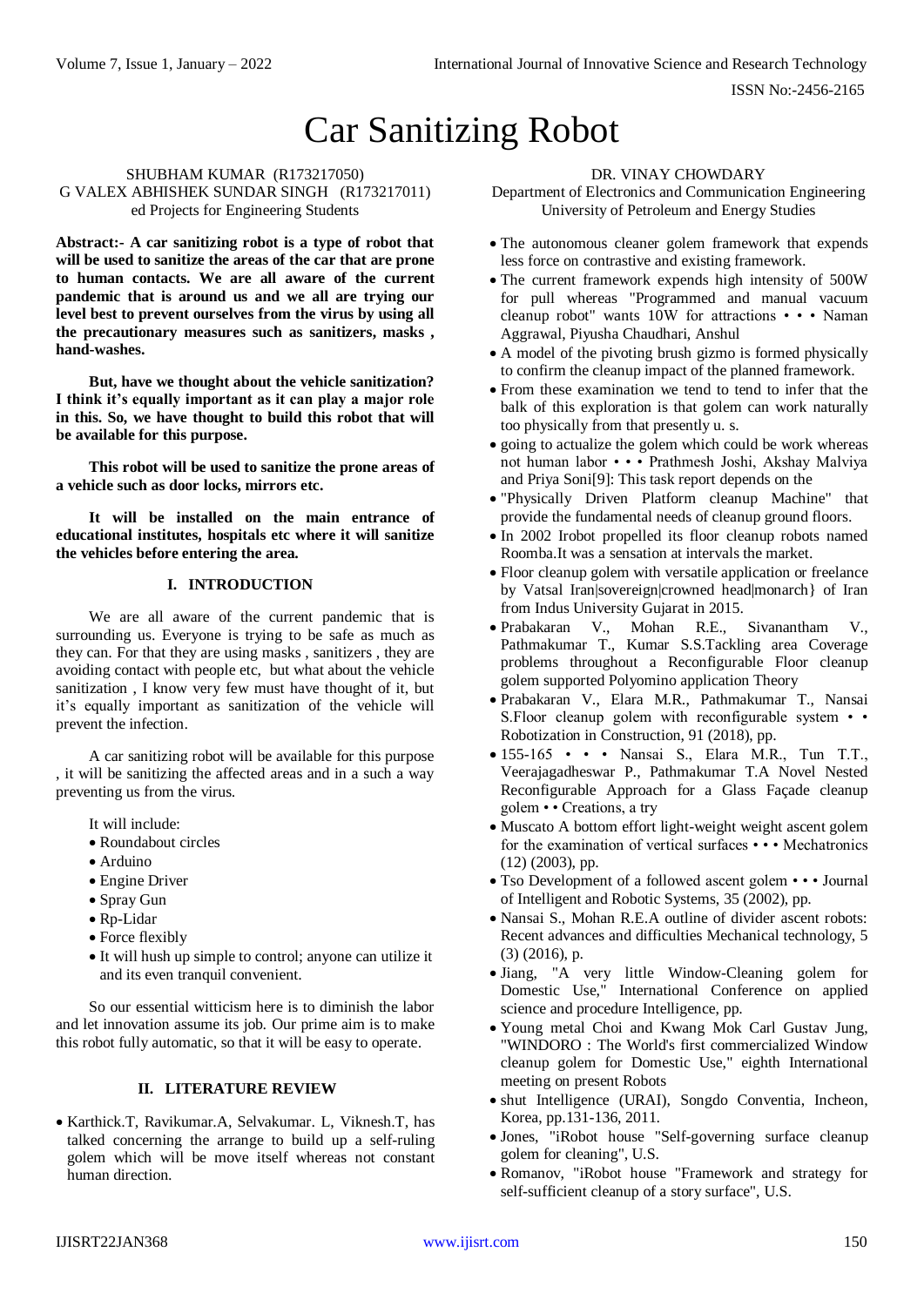# Car Sanitizing Robot

SHUBHAM KUMAR (R173217050)
G VALEX ABHISHEK SUNDAR SINGH (R173217011)
ed Projects for Engineering Students

DR. VINAY CHOWDARY
Department of Electronics and Communication Engineering
University of Petroleum and Energy Studies

**Abstract:- A car sanitizing robot is a type of robot that will be used to sanitize the areas of the car that are prone to human contacts. We are all aware of the current pandemic that is around us and we all are trying our level best to prevent ourselves from the virus by using all the precautionary measures such as sanitizers, masks , hand-washes.**

**But, have we thought about the vehicle sanitization? I think it's equally important as it can play a major role in this. So, we have thought to build this robot that will be available for this purpose.**

**This robot will be used to sanitize the prone areas of a vehicle such as door locks, mirrors etc.**

**It will be installed on the main entrance of educational institutes, hospitals etc where it will sanitize the vehicles before entering the area.**

## I. INTRODUCTION

We are all aware of the current pandemic that is surrounding us. Everyone is trying to be safe as much as they can. For that they are using masks , sanitizers , they are avoiding contact with people etc, but what about the vehicle sanitization , I know very few must have thought of it, but it's equally important as sanitization of the vehicle will prevent the infection.

A car sanitizing robot will be available for this purpose , it will be sanitizing the affected areas and in a such a way preventing us from the virus.

It will include:

- Roundabout circles
- Arduino
- Engine Driver
- Spray Gun
- Rp-Lidar
- Force flexibly
- It will hush up simple to control; anyone can utilize it and its even tranquil convenient.

So our essential witticism here is to diminish the labor and let innovation assume its job. Our prime aim is to make this robot fully automatic, so that it will be easy to operate.

## II. LITERATURE REVIEW

- Karthick.T, Ravikumar.A, Selvakumar. L, Viknesh.T, has talked concerning the arrange to build up a self-ruling golem which will be move itself whereas not constant human direction.
- The autonomous cleaner golem framework that expends less force on contrastive and existing framework.
- The current framework expends high intensity of 500W for pull whereas "Programmed and manual vacuum cleanup robot" wants 10W for attractions • • • Naman Aggrawal, Piyusha Chaudhari, Anshul
- A model of the pivoting brush gizmo is formed physically to confirm the cleanup impact of the planned framework.
- From these examination we tend to tend to infer that the balk of this exploration is that golem can work naturally too physically from that presently u. s.
- going to actualize the golem which could be work whereas not human labor • • • Prathmesh Joshi, Akshay Malviya and Priya Soni[9]: This task report depends on the
- "Physically Driven Platform cleanup Machine" that provide the fundamental needs of cleanup ground floors.
- In 2002 Irobot propelled its floor cleanup robots named Roomba.It was a sensation at intervals the market.
- Floor cleanup golem with versatile application or freelance by Vatsal Iran|sovereign|crowned head|monarch} of Iran from Indus University Gujarat in 2015.
- Prabakaran V., Mohan R.E., Sivanantham V., Pathmakumar T., Kumar S.S.Tackling area Coverage problems throughout a Reconfigurable Floor cleanup golem supported Polyomino application Theory
- Prabakaran V., Elara M.R., Pathmakumar T., Nansai S.Floor cleanup golem with reconfigurable system • • Robotization in Construction, 91 (2018), pp.
- 155-165 • • • Nansai S., Elara M.R., Tun T.T., Veerajagadheswar P., Pathmakumar T.A Novel Nested Reconfigurable Approach for a Glass Façade cleanup golem • • Creations, a try
- Muscato A bottom effort light-weight weight ascent golem for the examination of vertical surfaces • • • Mechatronics (12) (2003), pp.
- Tso Development of a followed ascent golem • • • Journal of Intelligent and Robotic Systems, 35 (2002), pp.
- Nansai S., Mohan R.E.A outline of divider ascent robots: Recent advances and difficulties Mechanical technology, 5 (3) (2016), p.
- Jiang, "A very little Window-Cleaning golem for Domestic Use," International Conference on applied science and procedure Intelligence, pp.
- Young metal Choi and Kwang Mok Carl Gustav Jung, "WINDORO : The World's first commercialized Window cleanup golem for Domestic Use," eighth International meeting on present Robots
- shut Intelligence (URAI), Songdo Conventia, Incheon, Korea, pp.131-136, 2011.
- Jones, "iRobot house "Self-governing surface cleanup golem for cleaning", U.S.
- Romanov, "iRobot house "Framework and strategy for self-sufficient cleanup of a story surface", U.S.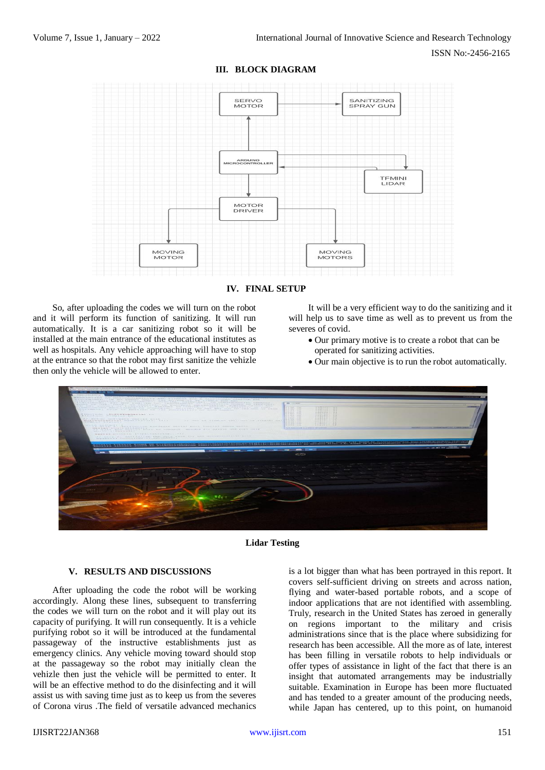## III. BLOCK DIAGRAM

## IV. FINAL SETUP

So, after uploading the codes we will turn on the robot and it will perform its function of sanitizing. It will run automatically. It is a car sanitizing robot so it will be installed at the main entrance of the educational institutes as well as hospitals. Any vehicle approaching will have to stop at the entrance so that the robot may first sanitize the vehizle then only the vehicle will be allowed to enter.

It will be a very efficient way to do the sanitizing and it will help us to save time as well as to prevent us from the severes of covid.

- Our primary motive is to create a robot that can be operated for sanitizing activities.
- Our main objective is to run the robot automatically.

**Lidar Testing**

## V. RESULTS AND DISCUSSIONS

After uploading the code the robot will be working accordingly. Along these lines, subsequent to transferring the codes we will turn on the robot and it will play out its capacity of purifying. It will run consequently. It is a vehicle purifying robot so it will be introduced at the fundamental passageway of the instructive establishments just as emergency clinics. Any vehicle moving toward should stop at the passageway so the robot may initially clean the vehizle then just the vehicle will be permitted to enter. It will be an effective method to do the disinfecting and it will assist us with saving time just as to keep us from the severes of Corona virus .The field of versatile advanced mechanics is a lot bigger than what has been portrayed in this report. It covers self-sufficient driving on streets and across nation, flying and water-based portable robots, and a scope of indoor applications that are not identified with assembling. Truly, research in the United States has zeroed in generally on regions important to the military and crisis administrations since that is the place where subsidizing for research has been accessible. All the more as of late, interest has been filling in versatile robots to help individuals or offer types of assistance in light of the fact that there is an insight that automated arrangements may be industrially suitable. Examination in Europe has been more fluctuated and has tended to a greater amount of the producing needs, while Japan has centered, up to this point, on humanoid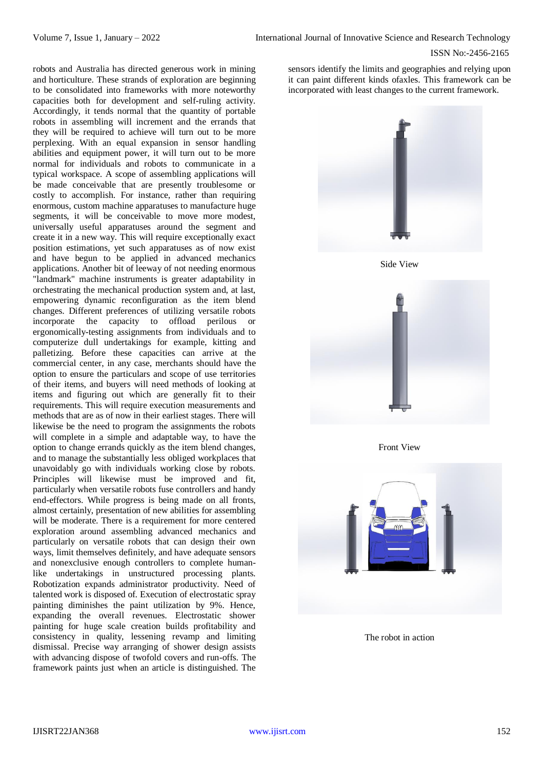robots and Australia has directed generous work in mining and horticulture. These strands of exploration are beginning to be consolidated into frameworks with more noteworthy capacities both for development and self-ruling activity. Accordingly, it tends normal that the quantity of portable robots in assembling will increment and the errands that they will be required to achieve will turn out to be more perplexing. With an equal expansion in sensor handling abilities and equipment power, it will turn out to be more normal for individuals and robots to communicate in a typical workspace. A scope of assembling applications will be made conceivable that are presently troublesome or costly to accomplish. For instance, rather than requiring enormous, custom machine apparatuses to manufacture huge segments, it will be conceivable to move more modest, universally useful apparatuses around the segment and create it in a new way. This will require exceptionally exact position estimations, yet such apparatuses as of now exist and have begun to be applied in advanced mechanics applications. Another bit of leeway of not needing enormous "landmark" machine instruments is greater adaptability in orchestrating the mechanical production system and, at last, empowering dynamic reconfiguration as the item blend changes. Different preferences of utilizing versatile robots incorporate the capacity to offload perilous or ergonomically-testing assignments from individuals and to computerize dull undertakings for example, kitting and palletizing. Before these capacities can arrive at the commercial center, in any case, merchants should have the option to ensure the particulars and scope of use territories of their items, and buyers will need methods of looking at items and figuring out which are generally fit to their requirements. This will require execution measurements and methods that are as of now in their earliest stages. There will likewise be the need to program the assignments the robots will complete in a simple and adaptable way, to have the option to change errands quickly as the item blend changes, and to manage the substantially less obliged workplaces that unavoidably go with individuals working close by robots. Principles will likewise must be improved and fit, particularly when versatile robots fuse controllers and handy end-effectors. While progress is being made on all fronts, almost certainly, presentation of new abilities for assembling will be moderate. There is a requirement for more centered exploration around assembling advanced mechanics and particularly on versatile robots that can design their own ways, limit themselves definitely, and have adequate sensors and nonexclusive enough controllers to complete human-like undertakings in unstructured processing plants. Robotization expands administrator productivity. Need of talented work is disposed of. Execution of electrostatic spray painting diminishes the paint utilization by 9%. Hence, expanding the overall revenues. Electrostatic shower painting for huge scale creation builds profitability and consistency in quality, lessening revamp and limiting dismissal. Precise way arranging of shower design assists with advancing dispose of twofold covers and run-offs. The framework paints just when an article is distinguished. The sensors identify the limits and geographies and relying upon it can paint different kinds ofaxles. This framework can be incorporated with least changes to the current framework.

Side View

Front View

The robot in action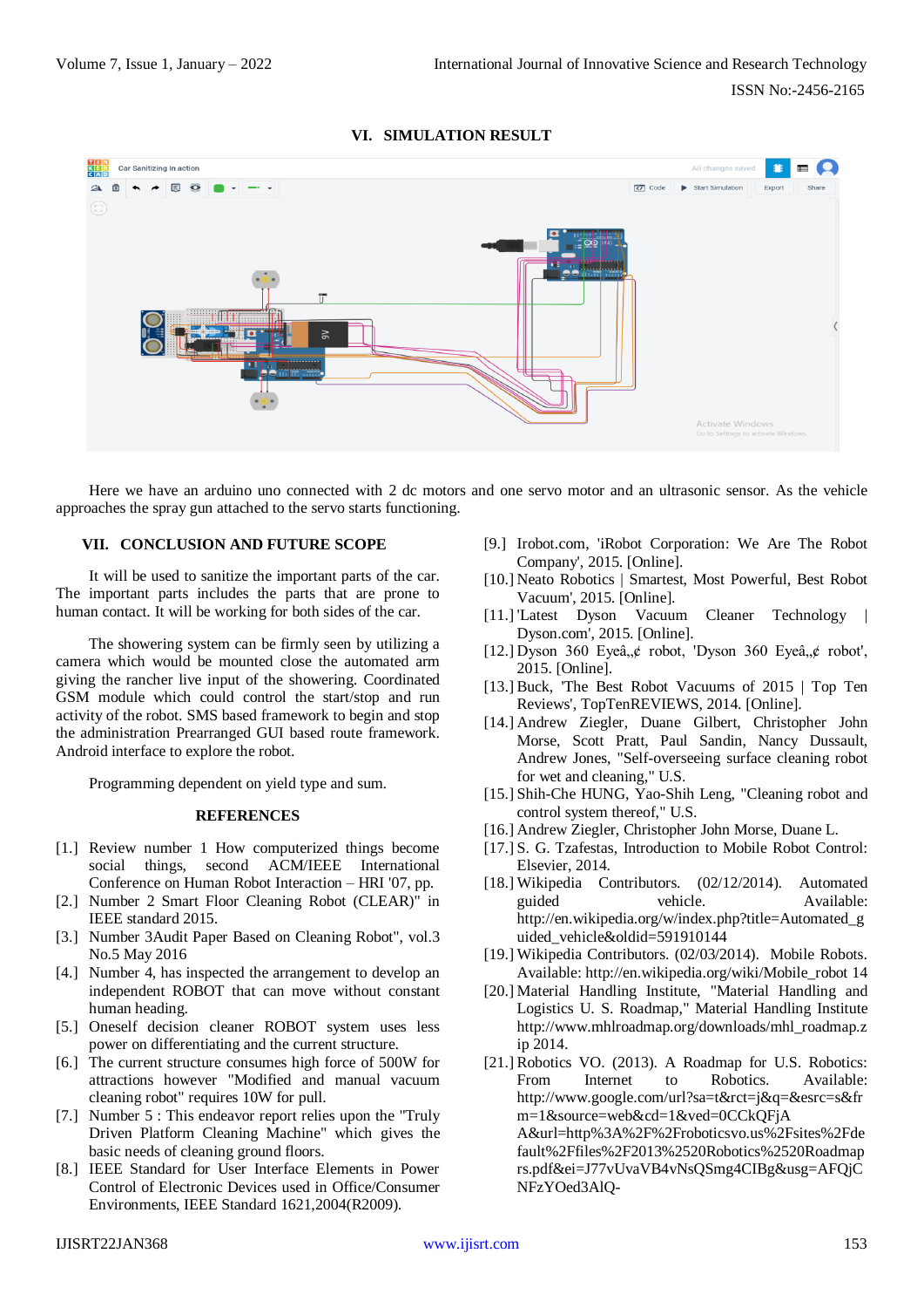## VI. SIMULATION RESULT

Here we have an arduino uno connected with 2 dc motors and one servo motor and an ultrasonic sensor. As the vehicle approaches the spray gun attached to the servo starts functioning.

## VII. CONCLUSION AND FUTURE SCOPE

It will be used to sanitize the important parts of the car. The important parts includes the parts that are prone to human contact. It will be working for both sides of the car.

The showering system can be firmly seen by utilizing a camera which would be mounted close the automated arm giving the rancher live input of the showering. Coordinated GSM module which could control the start/stop and run activity of the robot. SMS based framework to begin and stop the administration Prearranged GUI based route framework. Android interface to explore the robot.

Programming dependent on yield type and sum.

## REFERENCES

- [1.] Review number 1 How computerized things become social things, second ACM/IEEE International Conference on Human Robot Interaction – HRI '07, pp.
- [2.] Number 2 Smart Floor Cleaning Robot (CLEAR)" in IEEE standard 2015.
- [3.] Number 3Audit Paper Based on Cleaning Robot", vol.3 No.5 May 2016
- [4.] Number 4, has inspected the arrangement to develop an independent ROBOT that can move without constant human heading.
- [5.] Oneself decision cleaner ROBOT system uses less power on differentiating and the current structure.
- [6.] The current structure consumes high force of 500W for attractions however "Modified and manual vacuum cleaning robot" requires 10W for pull.
- [7.] Number 5 : This endeavor report relies upon the "Truly Driven Platform Cleaning Machine" which gives the basic needs of cleaning ground floors.
- [8.] IEEE Standard for User Interface Elements in Power Control of Electronic Devices used in Office/Consumer Environments, IEEE Standard 1621,2004(R2009).
- [9.] Irobot.com, 'iRobot Corporation: We Are The Robot Company', 2015. [Online].
- [10.] Neato Robotics | Smartest, Most Powerful, Best Robot Vacuum', 2015. [Online].
- [11.] 'Latest Dyson Vacuum Cleaner Technology | Dyson.com', 2015. [Online].
- [12.] Dyson 360 Eyeâ„¢ robot, 'Dyson 360 Eyeâ„¢ robot', 2015. [Online].
- [13.] Buck, 'The Best Robot Vacuums of 2015 | Top Ten Reviews', TopTenREVIEWS, 2014. [Online].
- [14.] Andrew Ziegler, Duane Gilbert, Christopher John Morse, Scott Pratt, Paul Sandin, Nancy Dussault, Andrew Jones, "Self-overseeing surface cleaning robot for wet and cleaning," U.S.
- [15.] Shih-Che HUNG, Yao-Shih Leng, "Cleaning robot and control system thereof," U.S.
- [16.] Andrew Ziegler, Christopher John Morse, Duane L.
- [17.] S. G. Tzafestas, Introduction to Mobile Robot Control: Elsevier, 2014.
- [18.] Wikipedia Contributors. (02/12/2014). Automated guided vehicle. Available: http://en.wikipedia.org/w/index.php?title=Automated_guided_vehicle&oldid=591910144
- [19.] Wikipedia Contributors. (02/03/2014). Mobile Robots. Available: http://en.wikipedia.org/wiki/Mobile_robot 14
- [20.] Material Handling Institute, "Material Handling and Logistics U. S. Roadmap," Material Handling Institute http://www.mhlroadmap.org/downloads/mhl_roadmap.zip 2014.
- [21.] Robotics VO. (2013). A Roadmap for U.S. Robotics: From Internet to Robotics. Available: http://www.google.com/url?sa=t&rct=j&q=&esrc=s&frm=1&source=web&cd=1&ved=0CCkQFjA A&url=http%3A%2F%2Froboticsvo.us%2Fsites%2Fdefault%2Ffiles%2F2013%2520Robotics%2520Roadmaprs.pdf&ei=J77vUvaVB4vNsQSmg4CIBg&usg=AFQjCNFzYOed3AlQ-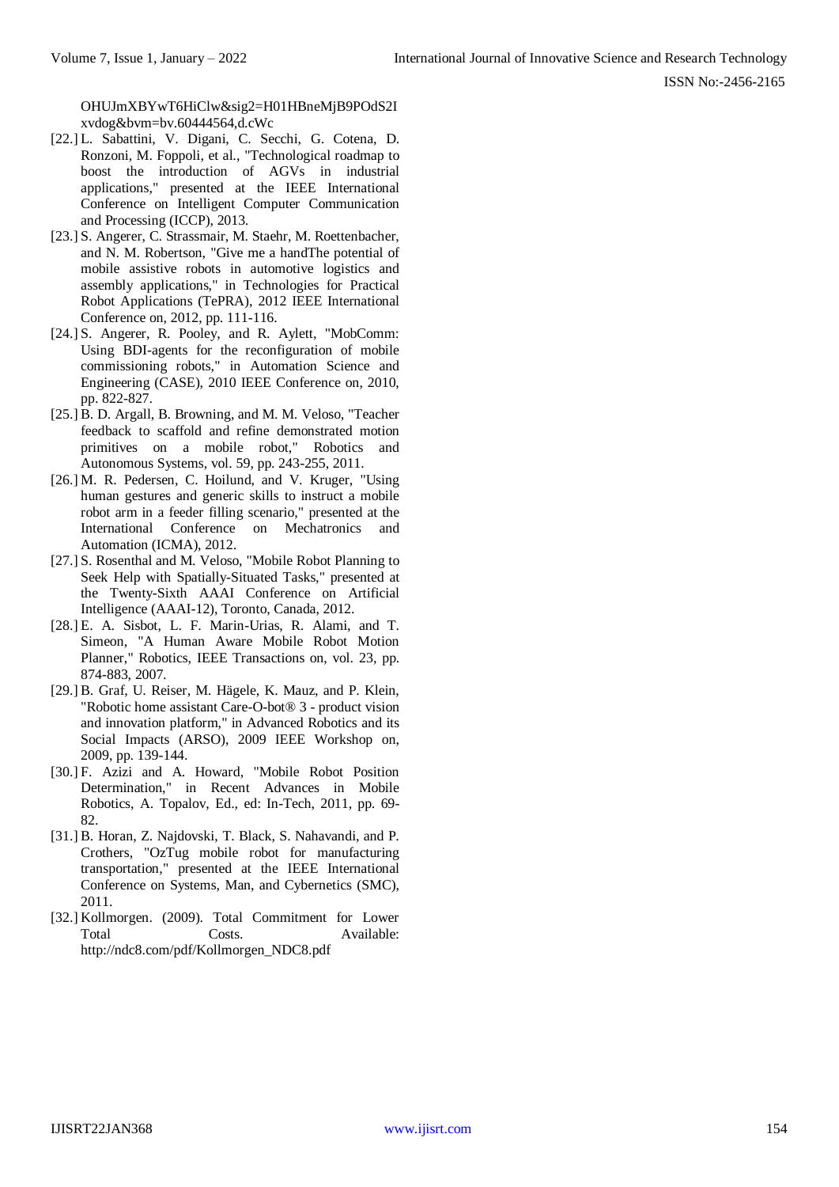OHUJmXBYwT6HiClw&sig2=H01HBneMjB9POdS2Ixvdog&bvm=bv.60444564,d.cWc

[22.] L. Sabattini, V. Digani, C. Secchi, G. Cotena, D. Ronzoni, M. Foppoli, et al., "Technological roadmap to boost the introduction of AGVs in industrial applications," presented at the IEEE International Conference on Intelligent Computer Communication and Processing (ICCP), 2013.

[23.] S. Angerer, C. Strassmair, M. Staehr, M. Roettenbacher, and N. M. Robertson, "Give me a handThe potential of mobile assistive robots in automotive logistics and assembly applications," in Technologies for Practical Robot Applications (TePRA), 2012 IEEE International Conference on, 2012, pp. 111-116.

[24.] S. Angerer, R. Pooley, and R. Aylett, "MobComm: Using BDI-agents for the reconfiguration of mobile commissioning robots," in Automation Science and Engineering (CASE), 2010 IEEE Conference on, 2010, pp. 822-827.

[25.] B. D. Argall, B. Browning, and M. M. Veloso, "Teacher feedback to scaffold and refine demonstrated motion primitives on a mobile robot," Robotics and Autonomous Systems, vol. 59, pp. 243-255, 2011.

[26.] M. R. Pedersen, C. Hoilund, and V. Kruger, "Using human gestures and generic skills to instruct a mobile robot arm in a feeder filling scenario," presented at the International Conference on Mechatronics and Automation (ICMA), 2012.

[27.] S. Rosenthal and M. Veloso, "Mobile Robot Planning to Seek Help with Spatially-Situated Tasks," presented at the Twenty-Sixth AAAI Conference on Artificial Intelligence (AAAI-12), Toronto, Canada, 2012.

[28.] E. A. Sisbot, L. F. Marin-Urias, R. Alami, and T. Simeon, "A Human Aware Mobile Robot Motion Planner," Robotics, IEEE Transactions on, vol. 23, pp. 874-883, 2007.

[29.] B. Graf, U. Reiser, M. Hägele, K. Mauz, and P. Klein, "Robotic home assistant Care-O-bot® 3 - product vision and innovation platform," in Advanced Robotics and its Social Impacts (ARSO), 2009 IEEE Workshop on, 2009, pp. 139-144.

[30.] F. Azizi and A. Howard, "Mobile Robot Position Determination," in Recent Advances in Mobile Robotics, A. Topalov, Ed., ed: In-Tech, 2011, pp. 69-82.

[31.] B. Horan, Z. Najdovski, T. Black, S. Nahavandi, and P. Crothers, "OzTug mobile robot for manufacturing transportation," presented at the IEEE International Conference on Systems, Man, and Cybernetics (SMC), 2011.

[32.] Kollmorgen. (2009). Total Commitment for Lower Total Costs. Available: http://ndc8.com/pdf/Kollmorgen_NDC8.pdf